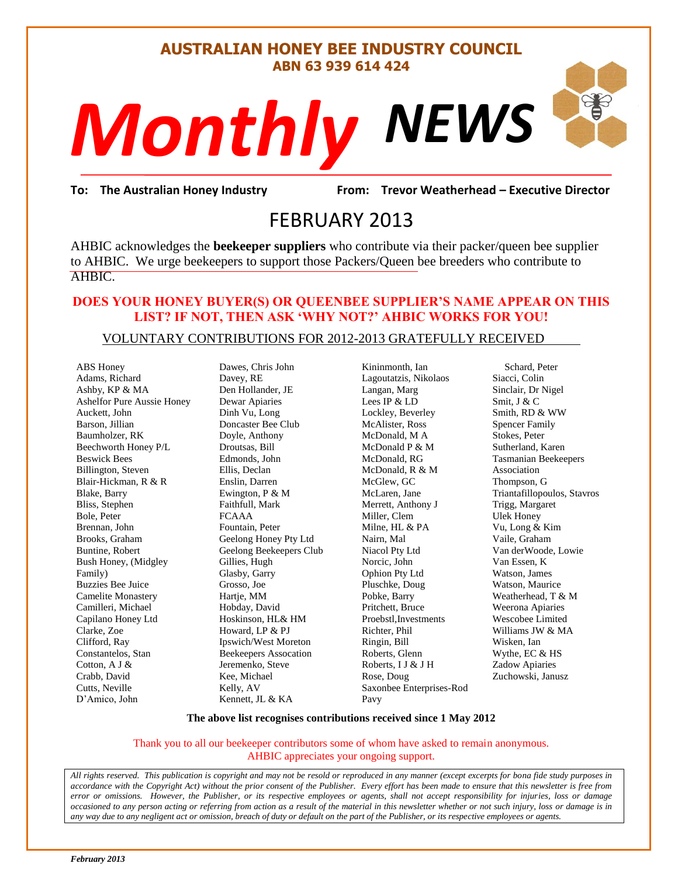# AUSTRALIAN HONEY BEE INDUSTRY COUNCIL

**ABN 63 939 614 424**

# *Monthly* *NEWS*

**To: The Australian Honey Industry** **From: Trevor Weatherhead – Executive Director**

## FEBRUARY 2013

AHBIC acknowledges the **beekeeper suppliers** who contribute via their packer/queen bee supplier to AHBIC. We urge beekeepers to support those Packers/Queen bee breeders who contribute to AHBIC.

**DOES YOUR HONEY BUYER(S) OR QUEENBEE SUPPLIER'S NAME APPEAR ON THIS LIST? IF NOT, THEN ASK 'WHY NOT?' AHBIC WORKS FOR YOU!**

VOLUNTARY CONTRIBUTIONS FOR 2012-2013 GRATEFULLY RECEIVED

ABS Honey
Adams, Richard
Ashby, KP & MA
Ashelfor Pure Aussie Honey
Auckett, John
Barson, Jillian
Baumholzer, RK
Beechworth Honey P/L
Beswick Bees
Billington, Steven
Blair-Hickman, R & R
Blake, Barry
Bliss, Stephen
Bole, Peter
Brennan, John
Brooks, Graham
Buntine, Robert
Bush Honey, (Midgley Family)
Buzzies Bee Juice
Camelite Monastery
Camilleri, Michael
Capilano Honey Ltd
Clarke, Zoe
Clifford, Ray
Constantelos, Stan
Cotton, A J &
Crabb, David
Cutts, Neville
D'Amico, John
Dawes, Chris John
Davey, RE
Den Hollander, JE
Dewar Apiaries
Dinh Vu, Long
Doncaster Bee Club
Doyle, Anthony
Droutsas, Bill
Edmonds, John
Ellis, Declan
Enslin, Darren
Ewington, P & M
Faithfull, Mark
FCAAA
Fountain, Peter
Geelong Honey Pty Ltd
Geelong Beekeepers Club
Gillies, Hugh
Glasby, Garry
Grosso, Joe
Hartje, MM
Hobday, David
Hoskinson, HL& HM
Howard, LP & PJ
Ipswich/West Moreton Beekeepers Assocation
Jeremenko, Steve
Kee, Michael
Kelly, AV
Kennett, JL & KA
Kininmonth, Ian
Lagoutatzis, Nikolaos
Langan, Marg
Lees IP & LD
Lockley, Beverley
McAlister, Ross
McDonald, M A
McDonald P & M
McDonald, RG
McDonald, R & M
McGlew, GC
McLaren, Jane
Merrett, Anthony J
Miller, Clem
Milne, HL & PA
Nairn, Mal
Niacol Pty Ltd
Norcic, John
Ophion Pty Ltd
Pluschke, Doug
Pobke, Barry
Pritchett, Bruce
Proebstl,Investments
Richter, Phil
Ringin, Bill
Roberts, Glenn
Roberts, I J & J H
Rose, Doug
Saxonbee Enterprises-Rod Pavy
Schard, Peter
Siacci, Colin
Sinclair, Dr Nigel
Smit, J & C
Smith, RD & WW
Spencer Family
Stokes, Peter
Sutherland, Karen
Tasmanian Beekeepers Association
Thompson, G
Triantafillopoulos, Stavros
Trigg, Margaret
Ulek Honey
Vu, Long & Kim
Vaile, Graham
Van derWoode, Lowie
Van Essen, K
Watson, James
Watson, Maurice
Weatherhead, T & M
Weerona Apiaries
Wescobee Limited
Williams JW & MA
Wisken, Ian
Wythe, EC & HS
Zadow Apiaries
Zuchowski, Janusz

**The above list recognises contributions received since 1 May 2012**

Thank you to all our beekeeper contributors some of whom have asked to remain anonymous. AHBIC appreciates your ongoing support.

*All rights reserved. This publication is copyright and may not be resold or reproduced in any manner (except excerpts for bona fide study purposes in accordance with the Copyright Act) without the prior consent of the Publisher. Every effort has been made to ensure that this newsletter is free from error or omissions. However, the Publisher, or its respective employees or agents, shall not accept responsibility for injuries, loss or damage occasioned to any person acting or referring from action as a result of the material in this newsletter whether or not such injury, loss or damage is in any way due to any negligent act or omission, breach of duty or default on the part of the Publisher, or its respective employees or agents.*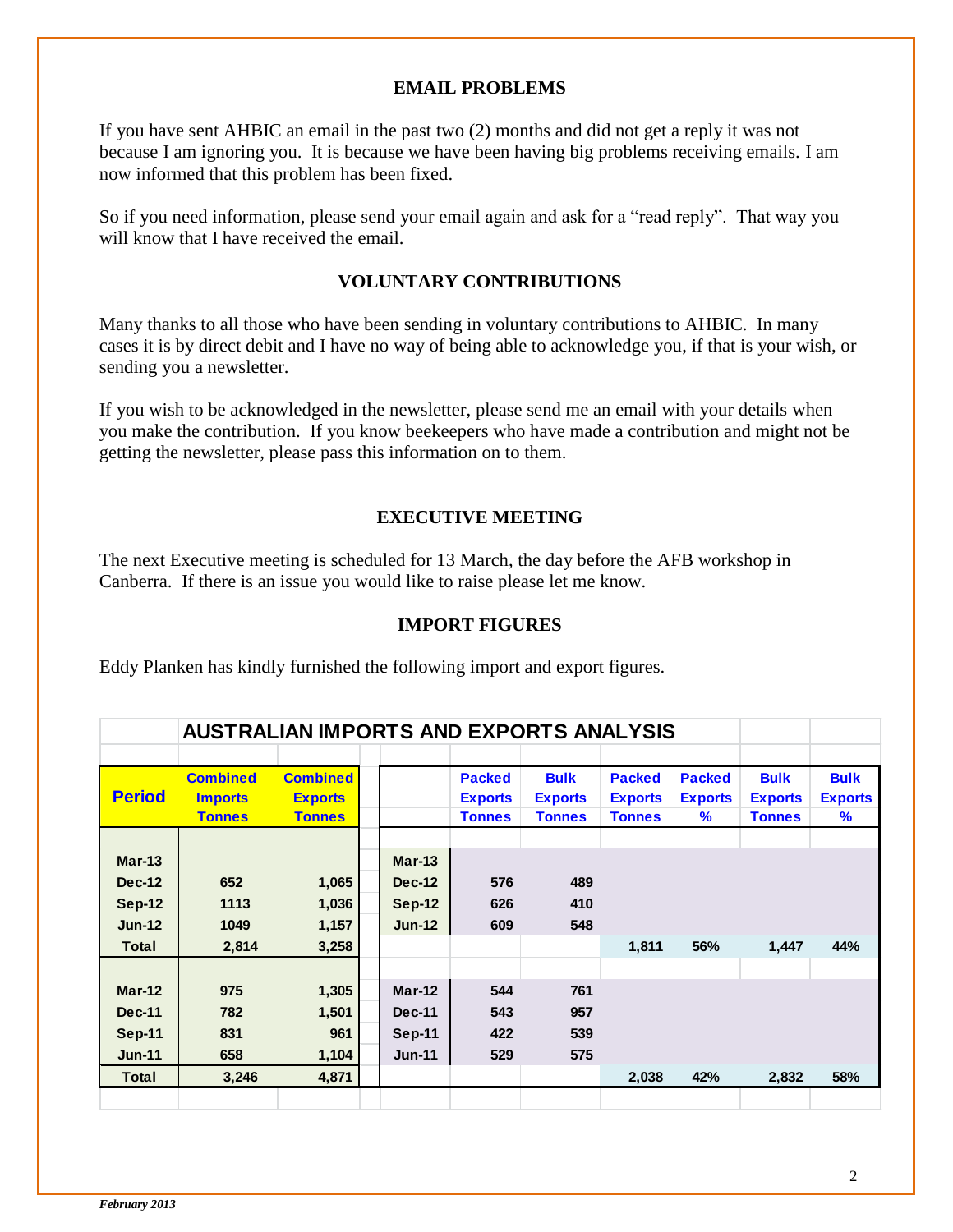## EMAIL PROBLEMS

If you have sent AHBIC an email in the past two (2) months and did not get a reply it was not because I am ignoring you. It is because we have been having big problems receiving emails. I am now informed that this problem has been fixed.

So if you need information, please send your email again and ask for a "read reply". That way you will know that I have received the email.

## VOLUNTARY CONTRIBUTIONS

Many thanks to all those who have been sending in voluntary contributions to AHBIC. In many cases it is by direct debit and I have no way of being able to acknowledge you, if that is your wish, or sending you a newsletter.

If you wish to be acknowledged in the newsletter, please send me an email with your details when you make the contribution. If you know beekeepers who have made a contribution and might not be getting the newsletter, please pass this information on to them.

## EXECUTIVE MEETING

The next Executive meeting is scheduled for 13 March, the day before the AFB workshop in Canberra. If there is an issue you would like to raise please let me know.

## IMPORT FIGURES

Eddy Planken has kindly furnished the following import and export figures.

**AUSTRALIAN IMPORTS AND EXPORTS ANALYSIS**

| Period | Combined Imports Tonnes | Combined Exports Tonnes | | Packed Exports Tonnes | Bulk Exports Tonnes | Packed Exports Tonnes | Packed Exports % | Bulk Exports Tonnes | Bulk Exports % |
|---|---|---|---|---|---|---|---|---|---|
| Mar-13 | | | Mar-13 | | | | | | |
| Dec-12 | 652 | 1,065 | Dec-12 | 576 | 489 | | | | |
| Sep-12 | 1113 | 1,036 | Sep-12 | 626 | 410 | | | | |
| Jun-12 | 1049 | 1,157 | Jun-12 | 609 | 548 | | | | |
| Total | 2,814 | 3,258 | | | | 1,811 | 56% | 1,447 | 44% |
| | | | | | | | | | |
| Mar-12 | 975 | 1,305 | Mar-12 | 544 | 761 | | | | |
| Dec-11 | 782 | 1,501 | Dec-11 | 543 | 957 | | | | |
| Sep-11 | 831 | 961 | Sep-11 | 422 | 539 | | | | |
| Jun-11 | 658 | 1,104 | Jun-11 | 529 | 575 | | | | |
| Total | 3,246 | 4,871 | | | | 2,038 | 42% | 2,832 | 58% |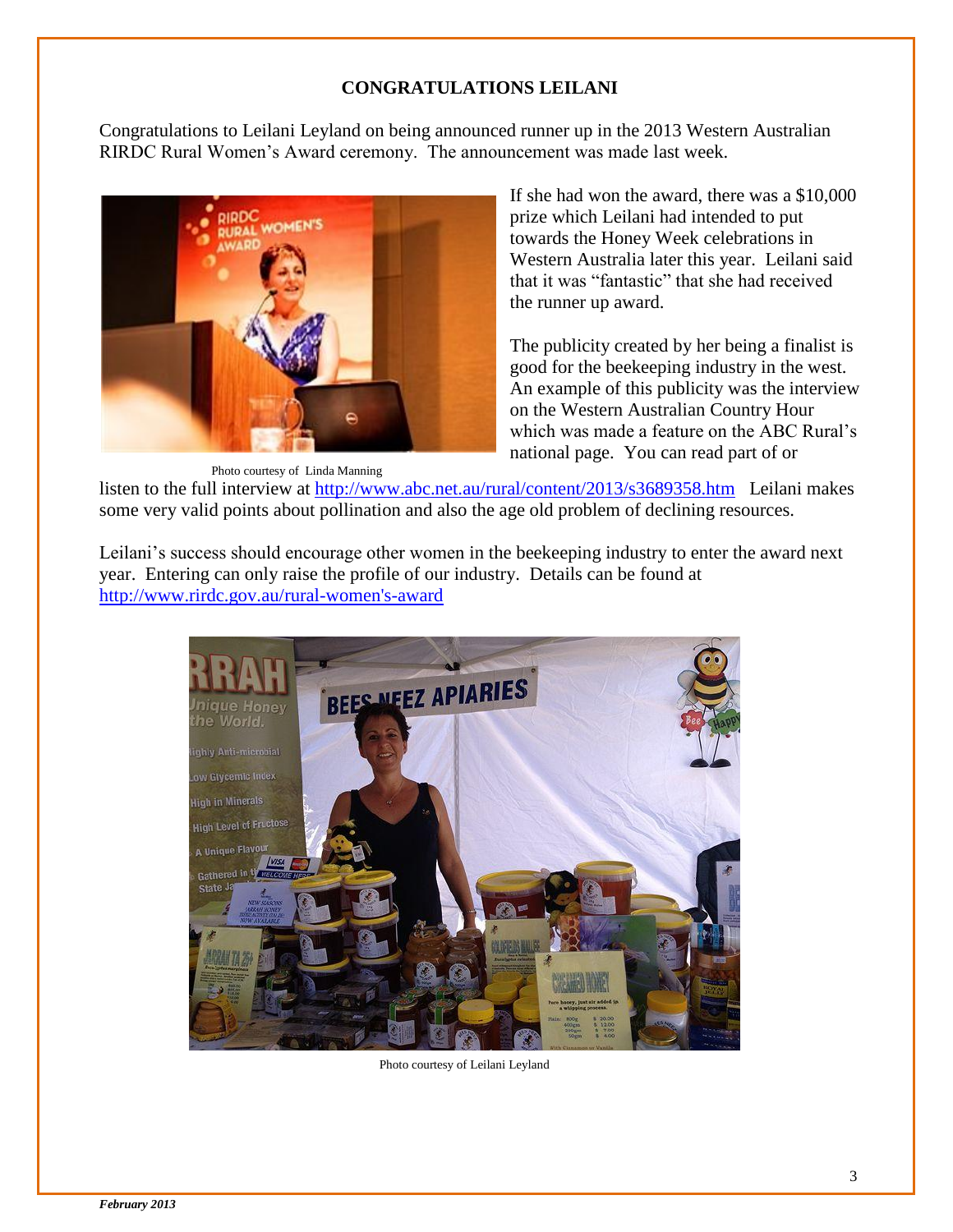## CONGRATULATIONS LEILANI

Congratulations to Leilani Leyland on being announced runner up in the 2013 Western Australian RIRDC Rural Women's Award ceremony. The announcement was made last week.

Photo courtesy of Linda Manning

If she had won the award, there was a $10,000 prize which Leilani had intended to put towards the Honey Week celebrations in Western Australia later this year. Leilani said that it was "fantastic" that she had received the runner up award.

The publicity created by her being a finalist is good for the beekeeping industry in the west. An example of this publicity was the interview on the Western Australian Country Hour which was made a feature on the ABC Rural's national page. You can read part of or listen to the full interview at http://www.abc.net.au/rural/content/2013/s3689358.htm Leilani makes some very valid points about pollination and also the age old problem of declining resources.

Leilani's success should encourage other women in the beekeeping industry to enter the award next year. Entering can only raise the profile of our industry. Details can be found at http://www.rirdc.gov.au/rural-women's-award

Photo courtesy of Leilani Leyland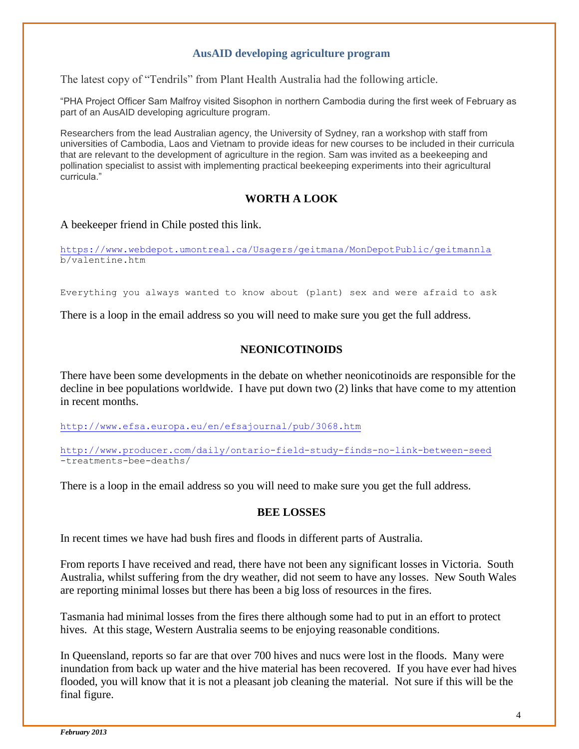## AusAID developing agriculture program

The latest copy of "Tendrils" from Plant Health Australia had the following article.

"PHA Project Officer Sam Malfroy visited Sisophon in northern Cambodia during the first week of February as part of an AusAID developing agriculture program.

Researchers from the lead Australian agency, the University of Sydney, ran a workshop with staff from universities of Cambodia, Laos and Vietnam to provide ideas for new courses to be included in their curricula that are relevant to the development of agriculture in the region. Sam was invited as a beekeeping and pollination specialist to assist with implementing practical beekeeping experiments into their agricultural curricula."

## WORTH A LOOK

A beekeeper friend in Chile posted this link.

https://www.webdepot.umontreal.ca/Usagers/geitmana/MonDepotPublic/geitmannlab/valentine.htm

Everything you always wanted to know about (plant) sex and were afraid to ask

There is a loop in the email address so you will need to make sure you get the full address.

## NEONICOTINOIDS

There have been some developments in the debate on whether neonicotinoids are responsible for the decline in bee populations worldwide. I have put down two (2) links that have come to my attention in recent months.

http://www.efsa.europa.eu/en/efsajournal/pub/3068.htm

http://www.producer.com/daily/ontario-field-study-finds-no-link-between-seed-treatments-bee-deaths/

There is a loop in the email address so you will need to make sure you get the full address.

## BEE LOSSES

In recent times we have had bush fires and floods in different parts of Australia.

From reports I have received and read, there have not been any significant losses in Victoria. South Australia, whilst suffering from the dry weather, did not seem to have any losses. New South Wales are reporting minimal losses but there has been a big loss of resources in the fires.

Tasmania had minimal losses from the fires there although some had to put in an effort to protect hives. At this stage, Western Australia seems to be enjoying reasonable conditions.

In Queensland, reports so far are that over 700 hives and nucs were lost in the floods. Many were inundation from back up water and the hive material has been recovered. If you have ever had hives flooded, you will know that it is not a pleasant job cleaning the material. Not sure if this will be the final figure.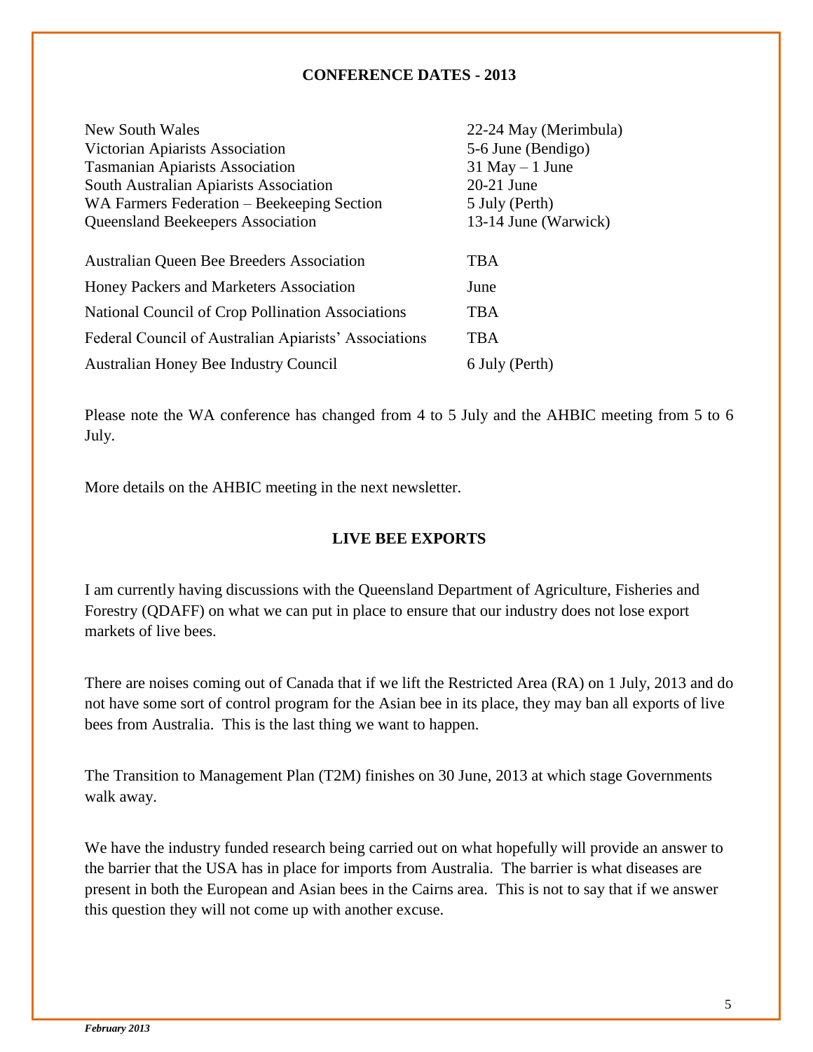## CONFERENCE DATES - 2013

| | |
|---|---|
| New South Wales | 22-24 May (Merimbula) |
| Victorian Apiarists Association | 5-6 June (Bendigo) |
| Tasmanian Apiarists Association | 31 May – 1 June |
| South Australian Apiarists Association | 20-21 June |
| WA Farmers Federation – Beekeeping Section | 5 July (Perth) |
| Queensland Beekeepers Association | 13-14 June (Warwick) |
| Australian Queen Bee Breeders Association | TBA |
| Honey Packers and Marketers Association | June |
| National Council of Crop Pollination Associations | TBA |
| Federal Council of Australian Apiarists' Associations | TBA |
| Australian Honey Bee Industry Council | 6 July (Perth) |

Please note the WA conference has changed from 4 to 5 July and the AHBIC meeting from 5 to 6 July.

More details on the AHBIC meeting in the next newsletter.

## LIVE BEE EXPORTS

I am currently having discussions with the Queensland Department of Agriculture, Fisheries and Forestry (QDAFF) on what we can put in place to ensure that our industry does not lose export markets of live bees.

There are noises coming out of Canada that if we lift the Restricted Area (RA) on 1 July, 2013 and do not have some sort of control program for the Asian bee in its place, they may ban all exports of live bees from Australia. This is the last thing we want to happen.

The Transition to Management Plan (T2M) finishes on 30 June, 2013 at which stage Governments walk away.

We have the industry funded research being carried out on what hopefully will provide an answer to the barrier that the USA has in place for imports from Australia. The barrier is what diseases are present in both the European and Asian bees in the Cairns area. This is not to say that if we answer this question they will not come up with another excuse.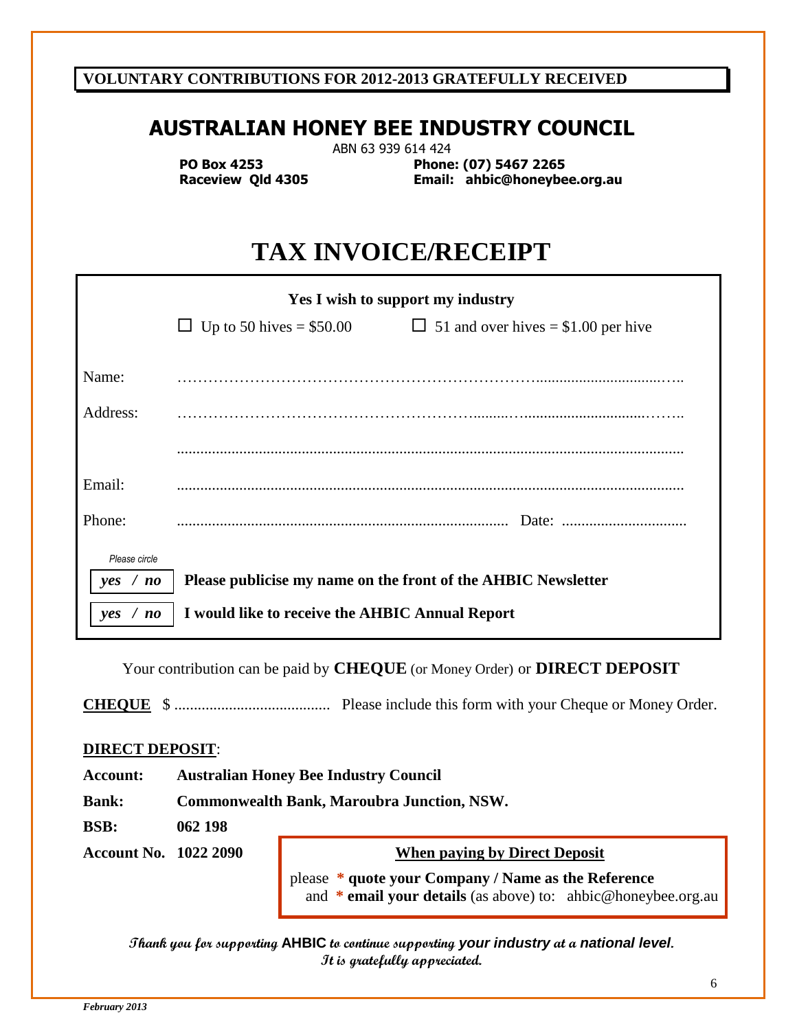**VOLUNTARY CONTRIBUTIONS FOR 2012-2013 GRATEFULLY RECEIVED**

# AUSTRALIAN HONEY BEE INDUSTRY COUNCIL

ABN 63 939 614 424

**PO Box 4253**
**Raceview Qld 4305**

**Phone: (07) 5467 2265**
**Email: ahbic@honeybee.org.au**

# TAX INVOICE/RECEIPT

**Yes I wish to support my industry**

☐ Up to 50 hives = $50.00 ☐ 51 and over hives = $1.00 per hive

Name: ……………………………………………………………………………………………

Address: ……………………………………………………………………………………………

……………………………………………………………………………………………

Email: ……………………………………………………………………………………………

Phone: …………………………………………………………………… Date: ……………………

*Please circle*

*yes / no* **Please publicise my name on the front of the AHBIC Newsletter**

*yes / no* **I would like to receive the AHBIC Annual Report**

Your contribution can be paid by **CHEQUE** (or Money Order) or **DIRECT DEPOSIT**

**CHEQUE** $ …………………………… Please include this form with your Cheque or Money Order.

**DIRECT DEPOSIT**:

**Account:** **Australian Honey Bee Industry Council**

**Bank:** **Commonwealth Bank, Maroubra Junction, NSW.**

**BSB:** **062 198**

**Account No.** **1022 2090**

**When paying by Direct Deposit**

please * **quote your Company / Name as the Reference**
and * **email your details** (as above) to: ahbic@honeybee.org.au

***Thank you for supporting AHBIC to continue supporting your industry at a national level.***
***It is gratefully appreciated.***

*February 2013*